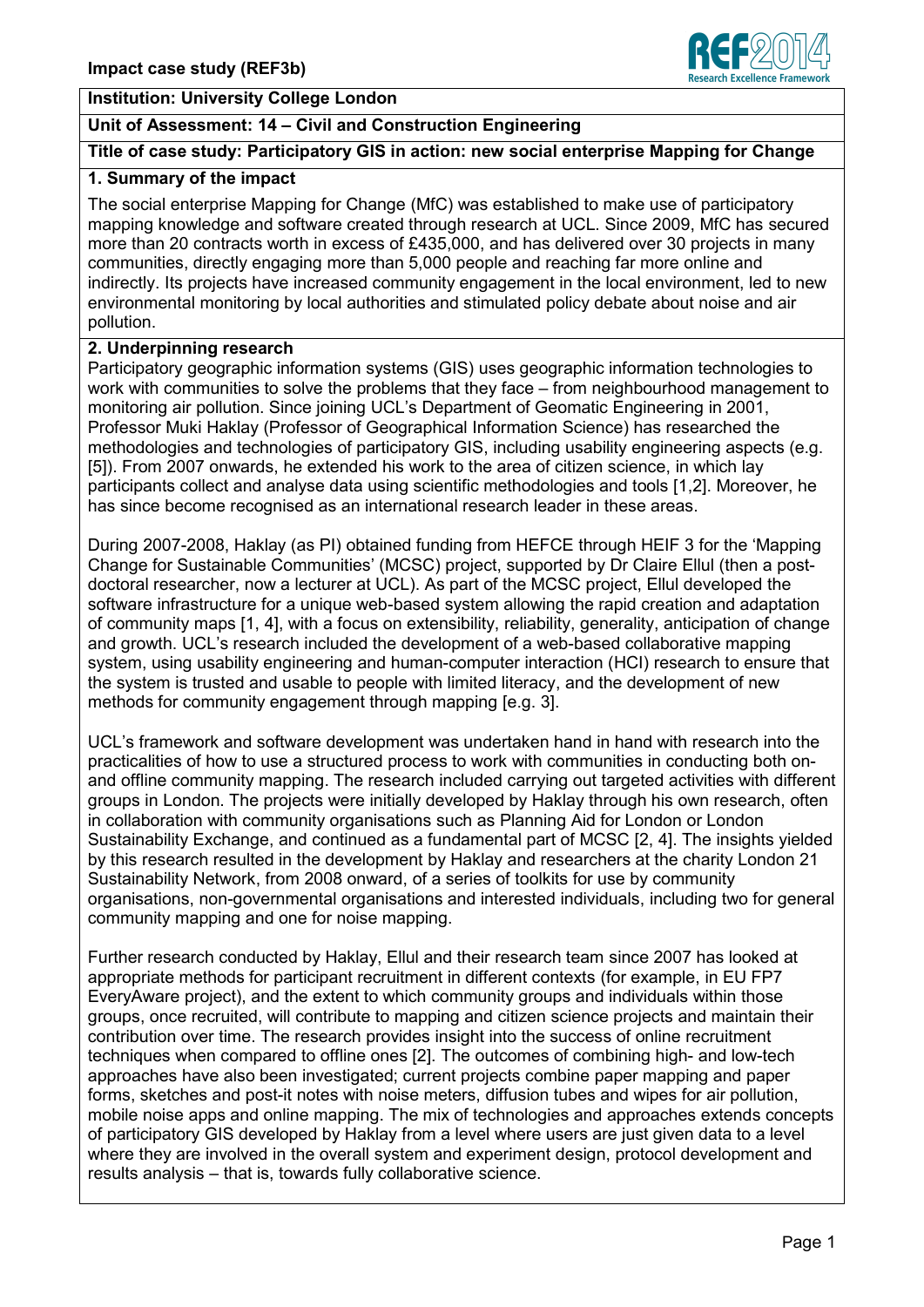**Impact case study (REF3b)**

**Institution: University College London**

**Unit of Assessment: 14 – Civil and Construction Engineering**

**Title of case study: Participatory GIS in action: new social enterprise Mapping for Change**

## 1. Summary of the impact

The social enterprise Mapping for Change (MfC) was established to make use of participatory mapping knowledge and software created through research at UCL. Since 2009, MfC has secured more than 20 contracts worth in excess of £435,000, and has delivered over 30 projects in many communities, directly engaging more than 5,000 people and reaching far more online and indirectly. Its projects have increased community engagement in the local environment, led to new environmental monitoring by local authorities and stimulated policy debate about noise and air pollution.

## 2. Underpinning research

Participatory geographic information systems (GIS) uses geographic information technologies to work with communities to solve the problems that they face – from neighbourhood management to monitoring air pollution. Since joining UCL's Department of Geomatic Engineering in 2001, Professor Muki Haklay (Professor of Geographical Information Science) has researched the methodologies and technologies of participatory GIS, including usability engineering aspects (e.g. [5]). From 2007 onwards, he extended his work to the area of citizen science, in which lay participants collect and analyse data using scientific methodologies and tools [1,2]. Moreover, he has since become recognised as an international research leader in these areas.

During 2007-2008, Haklay (as PI) obtained funding from HEFCE through HEIF 3 for the 'Mapping Change for Sustainable Communities' (MCSC) project, supported by Dr Claire Ellul (then a post-doctoral researcher, now a lecturer at UCL). As part of the MCSC project, Ellul developed the software infrastructure for a unique web-based system allowing the rapid creation and adaptation of community maps [1, 4], with a focus on extensibility, reliability, generality, anticipation of change and growth. UCL's research included the development of a web-based collaborative mapping system, using usability engineering and human-computer interaction (HCI) research to ensure that the system is trusted and usable to people with limited literacy, and the development of new methods for community engagement through mapping [e.g. 3].

UCL's framework and software development was undertaken hand in hand with research into the practicalities of how to use a structured process to work with communities in conducting both on- and offline community mapping. The research included carrying out targeted activities with different groups in London. The projects were initially developed by Haklay through his own research, often in collaboration with community organisations such as Planning Aid for London or London Sustainability Exchange, and continued as a fundamental part of MCSC [2, 4]. The insights yielded by this research resulted in the development by Haklay and researchers at the charity London 21 Sustainability Network, from 2008 onward, of a series of toolkits for use by community organisations, non-governmental organisations and interested individuals, including two for general community mapping and one for noise mapping.

Further research conducted by Haklay, Ellul and their research team since 2007 has looked at appropriate methods for participant recruitment in different contexts (for example, in EU FP7 EveryAware project), and the extent to which community groups and individuals within those groups, once recruited, will contribute to mapping and citizen science projects and maintain their contribution over time. The research provides insight into the success of online recruitment techniques when compared to offline ones [2]. The outcomes of combining high- and low-tech approaches have also been investigated; current projects combine paper mapping and paper forms, sketches and post-it notes with noise meters, diffusion tubes and wipes for air pollution, mobile noise apps and online mapping. The mix of technologies and approaches extends concepts of participatory GIS developed by Haklay from a level where users are just given data to a level where they are involved in the overall system and experiment design, protocol development and results analysis – that is, towards fully collaborative science.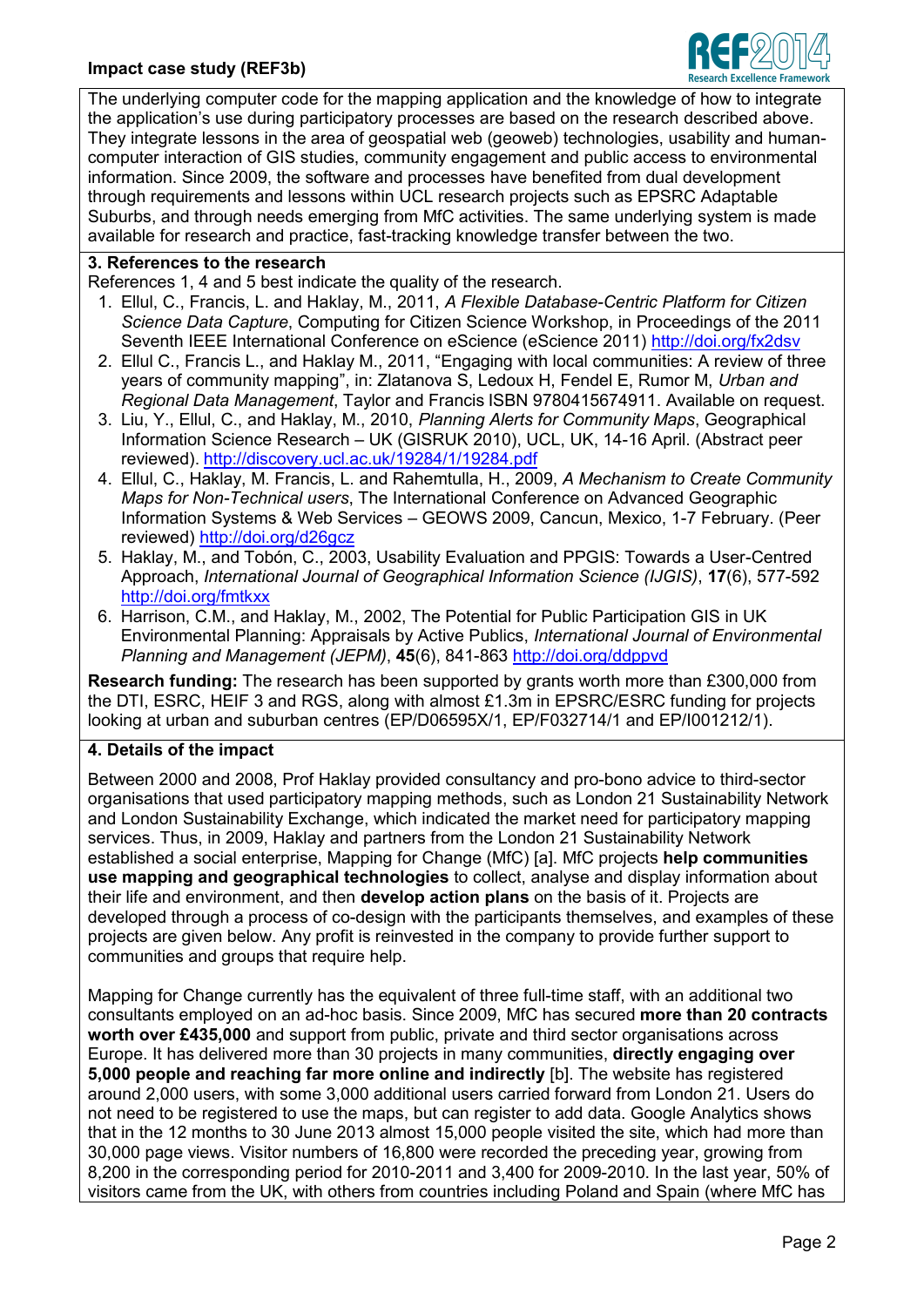The underlying computer code for the mapping application and the knowledge of how to integrate the application's use during participatory processes are based on the research described above. They integrate lessons in the area of geospatial web (geoweb) technologies, usability and human-computer interaction of GIS studies, community engagement and public access to environmental information. Since 2009, the software and processes have benefited from dual development through requirements and lessons within UCL research projects such as EPSRC Adaptable Suburbs, and through needs emerging from MfC activities. The same underlying system is made available for research and practice, fast-tracking knowledge transfer between the two.

## 3. References to the research

References 1, 4 and 5 best indicate the quality of the research.

1. Ellul, C., Francis, L. and Haklay, M., 2011, *A Flexible Database-Centric Platform for Citizen Science Data Capture*, Computing for Citizen Science Workshop, in Proceedings of the 2011 Seventh IEEE International Conference on eScience (eScience 2011) http://doi.org/fx2dsv
2. Ellul C., Francis L., and Haklay M., 2011, "Engaging with local communities: A review of three years of community mapping", in: Zlatanova S, Ledoux H, Fendel E, Rumor M, *Urban and Regional Data Management*, Taylor and Francis ISBN 9780415674911. Available on request.
3. Liu, Y., Ellul, C., and Haklay, M., 2010, *Planning Alerts for Community Maps*, Geographical Information Science Research – UK (GISRUK 2010), UCL, UK, 14-16 April. (Abstract peer reviewed). http://discovery.ucl.ac.uk/19284/1/19284.pdf
4. Ellul, C., Haklay, M. Francis, L. and Rahemtulla, H., 2009, *A Mechanism to Create Community Maps for Non-Technical users*, The International Conference on Advanced Geographic Information Systems & Web Services – GEOWS 2009, Cancun, Mexico, 1-7 February. (Peer reviewed) http://doi.org/d26gcz
5. Haklay, M., and Tobón, C., 2003, Usability Evaluation and PPGIS: Towards a User-Centred Approach, *International Journal of Geographical Information Science (IJGIS)*, **17**(6), 577-592 http://doi.org/fmtkxx
6. Harrison, C.M., and Haklay, M., 2002, The Potential for Public Participation GIS in UK Environmental Planning: Appraisals by Active Publics, *International Journal of Environmental Planning and Management (JEPM)*, **45**(6), 841-863 http://doi.org/ddppvd

**Research funding:** The research has been supported by grants worth more than £300,000 from the DTI, ESRC, HEIF 3 and RGS, along with almost £1.3m in EPSRC/ESRC funding for projects looking at urban and suburban centres (EP/D06595X/1, EP/F032714/1 and EP/I001212/1).

## 4. Details of the impact

Between 2000 and 2008, Prof Haklay provided consultancy and pro-bono advice to third-sector organisations that used participatory mapping methods, such as London 21 Sustainability Network and London Sustainability Exchange, which indicated the market need for participatory mapping services. Thus, in 2009, Haklay and partners from the London 21 Sustainability Network established a social enterprise, Mapping for Change (MfC) [a]. MfC projects **help communities use mapping and geographical technologies** to collect, analyse and display information about their life and environment, and then **develop action plans** on the basis of it. Projects are developed through a process of co-design with the participants themselves, and examples of these projects are given below. Any profit is reinvested in the company to provide further support to communities and groups that require help.

Mapping for Change currently has the equivalent of three full-time staff, with an additional two consultants employed on an ad-hoc basis. Since 2009, MfC has secured **more than 20 contracts worth over £435,000** and support from public, private and third sector organisations across Europe. It has delivered more than 30 projects in many communities, **directly engaging over 5,000 people and reaching far more online and indirectly** [b]. The website has registered around 2,000 users, with some 3,000 additional users carried forward from London 21. Users do not need to be registered to use the maps, but can register to add data. Google Analytics shows that in the 12 months to 30 June 2013 almost 15,000 people visited the site, which had more than 30,000 page views. Visitor numbers of 16,800 were recorded the preceding year, growing from 8,200 in the corresponding period for 2010-2011 and 3,400 for 2009-2010. In the last year, 50% of visitors came from the UK, with others from countries including Poland and Spain (where MfC has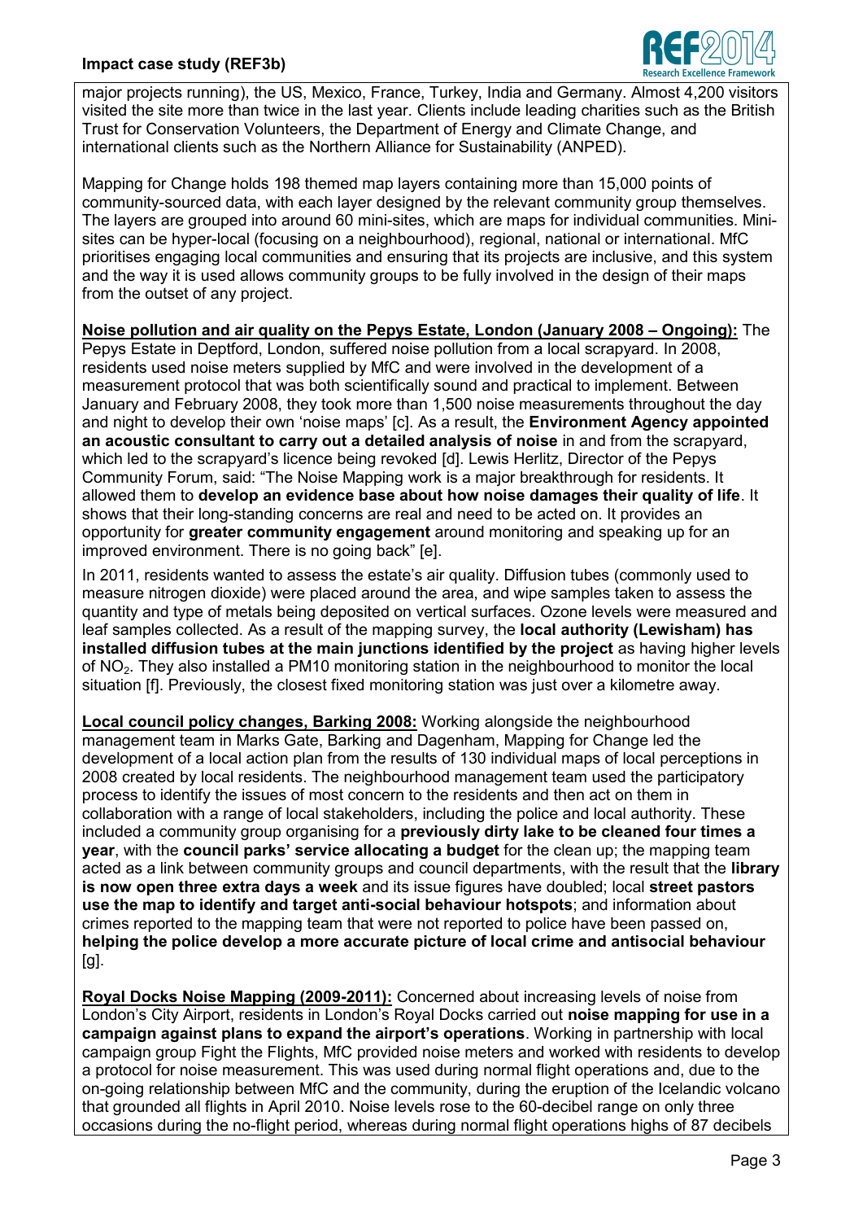major projects running), the US, Mexico, France, Turkey, India and Germany. Almost 4,200 visitors visited the site more than twice in the last year. Clients include leading charities such as the British Trust for Conservation Volunteers, the Department of Energy and Climate Change, and international clients such as the Northern Alliance for Sustainability (ANPED).

Mapping for Change holds 198 themed map layers containing more than 15,000 points of community-sourced data, with each layer designed by the relevant community group themselves. The layers are grouped into around 60 mini-sites, which are maps for individual communities. Mini-sites can be hyper-local (focusing on a neighbourhood), regional, national or international. MfC prioritises engaging local communities and ensuring that its projects are inclusive, and this system and the way it is used allows community groups to be fully involved in the design of their maps from the outset of any project.

**Noise pollution and air quality on the Pepys Estate, London (January 2008 – Ongoing):** The Pepys Estate in Deptford, London, suffered noise pollution from a local scrapyard. In 2008, residents used noise meters supplied by MfC and were involved in the development of a measurement protocol that was both scientifically sound and practical to implement. Between January and February 2008, they took more than 1,500 noise measurements throughout the day and night to develop their own 'noise maps' [c]. As a result, the **Environment Agency appointed an acoustic consultant to carry out a detailed analysis of noise** in and from the scrapyard, which led to the scrapyard's licence being revoked [d]. Lewis Herlitz, Director of the Pepys Community Forum, said: "The Noise Mapping work is a major breakthrough for residents. It allowed them to **develop an evidence base about how noise damages their quality of life**. It shows that their long-standing concerns are real and need to be acted on. It provides an opportunity for **greater community engagement** around monitoring and speaking up for an improved environment. There is no going back" [e].

In 2011, residents wanted to assess the estate's air quality. Diffusion tubes (commonly used to measure nitrogen dioxide) were placed around the area, and wipe samples taken to assess the quantity and type of metals being deposited on vertical surfaces. Ozone levels were measured and leaf samples collected. As a result of the mapping survey, the **local authority (Lewisham) has installed diffusion tubes at the main junctions identified by the project** as having higher levels of $NO_2$. They also installed a PM10 monitoring station in the neighbourhood to monitor the local situation [f]. Previously, the closest fixed monitoring station was just over a kilometre away.

**Local council policy changes, Barking 2008:** Working alongside the neighbourhood management team in Marks Gate, Barking and Dagenham, Mapping for Change led the development of a local action plan from the results of 130 individual maps of local perceptions in 2008 created by local residents. The neighbourhood management team used the participatory process to identify the issues of most concern to the residents and then act on them in collaboration with a range of local stakeholders, including the police and local authority. These included a community group organising for a **previously dirty lake to be cleaned four times a year**, with the **council parks' service allocating a budget** for the clean up; the mapping team acted as a link between community groups and council departments, with the result that the **library is now open three extra days a week** and its issue figures have doubled; local **street pastors use the map to identify and target anti-social behaviour hotspots**; and information about crimes reported to the mapping team that were not reported to police have been passed on, **helping the police develop a more accurate picture of local crime and antisocial behaviour** [g].

**Royal Docks Noise Mapping (2009-2011):** Concerned about increasing levels of noise from London's City Airport, residents in London's Royal Docks carried out **noise mapping for use in a campaign against plans to expand the airport's operations**. Working in partnership with local campaign group Fight the Flights, MfC provided noise meters and worked with residents to develop a protocol for noise measurement. This was used during normal flight operations and, due to the on-going relationship between MfC and the community, during the eruption of the Icelandic volcano that grounded all flights in April 2010. Noise levels rose to the 60-decibel range on only three occasions during the no-flight period, whereas during normal flight operations highs of 87 decibels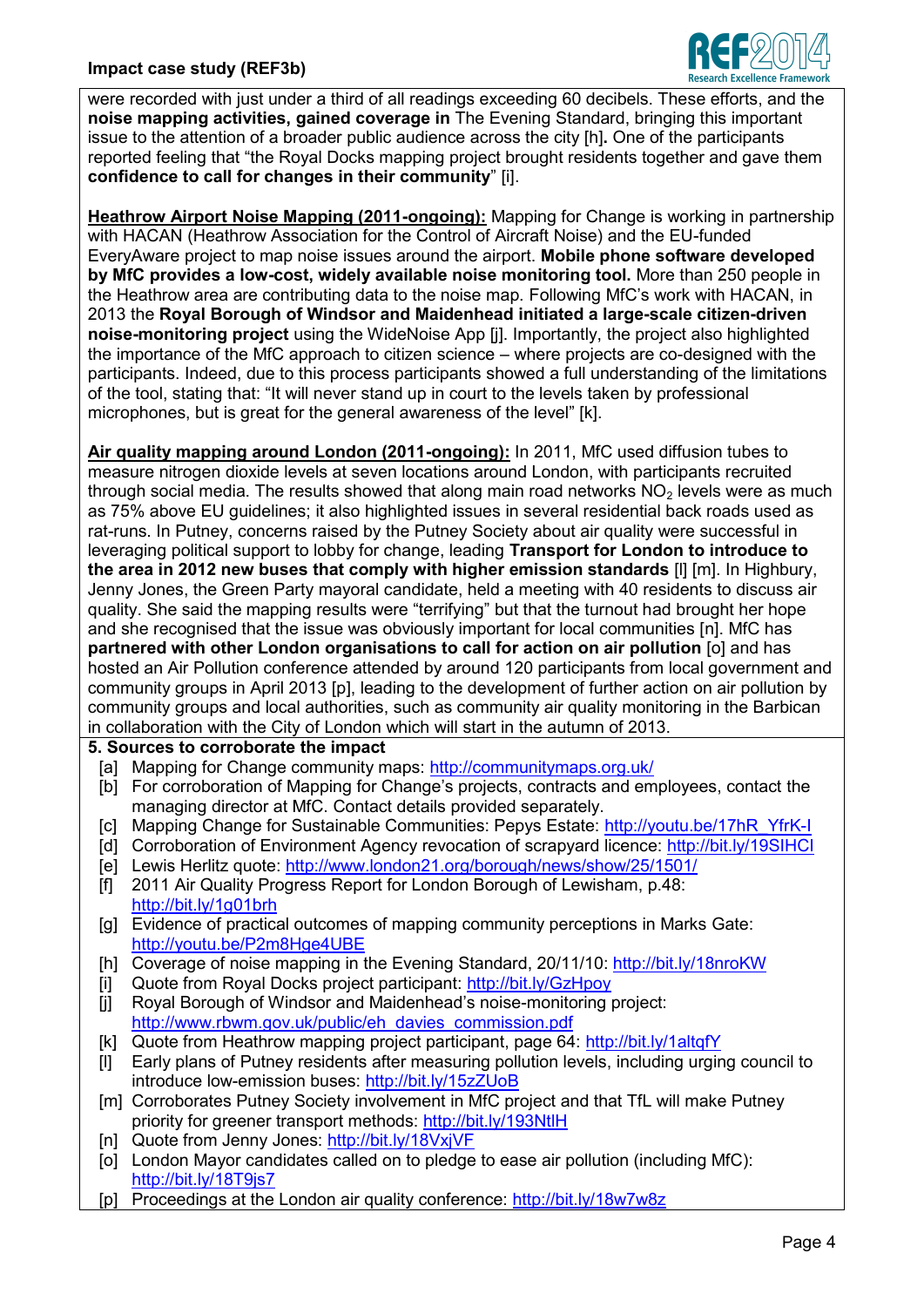were recorded with just under a third of all readings exceeding 60 decibels. These efforts, and the **noise mapping activities, gained coverage in** The Evening Standard, bringing this important issue to the attention of a broader public audience across the city [h]**.** One of the participants reported feeling that "the Royal Docks mapping project brought residents together and gave them **confidence to call for changes in their community**" [i].

**Heathrow Airport Noise Mapping (2011-ongoing):** Mapping for Change is working in partnership with HACAN (Heathrow Association for the Control of Aircraft Noise) and the EU-funded EveryAware project to map noise issues around the airport. **Mobile phone software developed by MfC provides a low-cost, widely available noise monitoring tool.** More than 250 people in the Heathrow area are contributing data to the noise map. Following MfC's work with HACAN, in 2013 the **Royal Borough of Windsor and Maidenhead initiated a large-scale citizen-driven noise-monitoring project** using the WideNoise App [j]. Importantly, the project also highlighted the importance of the MfC approach to citizen science – where projects are co-designed with the participants. Indeed, due to this process participants showed a full understanding of the limitations of the tool, stating that: "It will never stand up in court to the levels taken by professional microphones, but is great for the general awareness of the level" [k].

**Air quality mapping around London (2011-ongoing):** In 2011, MfC used diffusion tubes to measure nitrogen dioxide levels at seven locations around London, with participants recruited through social media. The results showed that along main road networks $NO_2$ levels were as much as 75% above EU guidelines; it also highlighted issues in several residential back roads used as rat-runs. In Putney, concerns raised by the Putney Society about air quality were successful in leveraging political support to lobby for change, leading **Transport for London to introduce to the area in 2012 new buses that comply with higher emission standards** [l] [m]. In Highbury, Jenny Jones, the Green Party mayoral candidate, held a meeting with 40 residents to discuss air quality. She said the mapping results were "terrifying" but that the turnout had brought her hope and she recognised that the issue was obviously important for local communities [n]. MfC has **partnered with other London organisations to call for action on air pollution** [o] and has hosted an Air Pollution conference attended by around 120 participants from local government and community groups in April 2013 [p], leading to the development of further action on air pollution by community groups and local authorities, such as community air quality monitoring in the Barbican in collaboration with the City of London which will start in the autumn of 2013.

**5. Sources to corroborate the impact**

- [a] Mapping for Change community maps: http://communitymaps.org.uk/
- [b] For corroboration of Mapping for Change's projects, contracts and employees, contact the managing director at MfC. Contact details provided separately.
- [c] Mapping Change for Sustainable Communities: Pepys Estate: http://youtu.be/17hR_YfrK-I
- [d] Corroboration of Environment Agency revocation of scrapyard licence: http://bit.ly/19SIHCI
- [e] Lewis Herlitz quote: http://www.london21.org/borough/news/show/25/1501/
- [f] 2011 Air Quality Progress Report for London Borough of Lewisham, p.48: http://bit.ly/1g01brh
- [g] Evidence of practical outcomes of mapping community perceptions in Marks Gate: http://youtu.be/P2m8Hge4UBE
- [h] Coverage of noise mapping in the Evening Standard, 20/11/10: http://bit.ly/18nroKW
- [i] Quote from Royal Docks project participant: http://bit.ly/GzHpoy
- [j] Royal Borough of Windsor and Maidenhead's noise-monitoring project: http://www.rbwm.gov.uk/public/eh_davies_commission.pdf
- [k] Quote from Heathrow mapping project participant, page 64: http://bit.ly/1altqfY
- [l] Early plans of Putney residents after measuring pollution levels, including urging council to introduce low-emission buses: http://bit.ly/15zZUoB
- [m] Corroborates Putney Society involvement in MfC project and that TfL will make Putney priority for greener transport methods: http://bit.ly/193NtlH
- [n] Quote from Jenny Jones: http://bit.ly/18VxjVF
- [o] London Mayor candidates called on to pledge to ease air pollution (including MfC): http://bit.ly/18T9js7
- [p] Proceedings at the London air quality conference: http://bit.ly/18w7w8z